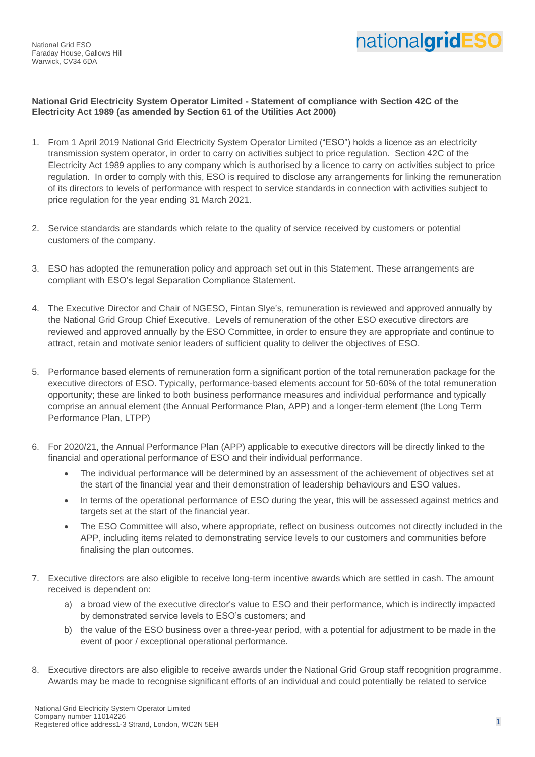National Grid ESO
Faraday House, Gallows Hill
Warwick, CV34 6DA

**National Grid Electricity System Operator Limited - Statement of compliance with Section 42C of the Electricity Act 1989 (as amended by Section 61 of the Utilities Act 2000)**

1. From 1 April 2019 National Grid Electricity System Operator Limited ("ESO") holds a licence as an electricity transmission system operator, in order to carry on activities subject to price regulation. Section 42C of the Electricity Act 1989 applies to any company which is authorised by a licence to carry on activities subject to price regulation. In order to comply with this, ESO is required to disclose any arrangements for linking the remuneration of its directors to levels of performance with respect to service standards in connection with activities subject to price regulation for the year ending 31 March 2021.

2. Service standards are standards which relate to the quality of service received by customers or potential customers of the company.

3. ESO has adopted the remuneration policy and approach set out in this Statement. These arrangements are compliant with ESO's legal Separation Compliance Statement.

4. The Executive Director and Chair of NGESO, Fintan Slye's, remuneration is reviewed and approved annually by the National Grid Group Chief Executive. Levels of remuneration of the other ESO executive directors are reviewed and approved annually by the ESO Committee, in order to ensure they are appropriate and continue to attract, retain and motivate senior leaders of sufficient quality to deliver the objectives of ESO.

5. Performance based elements of remuneration form a significant portion of the total remuneration package for the executive directors of ESO. Typically, performance-based elements account for 50-60% of the total remuneration opportunity; these are linked to both business performance measures and individual performance and typically comprise an annual element (the Annual Performance Plan, APP) and a longer-term element (the Long Term Performance Plan, LTPP)

6. For 2020/21, the Annual Performance Plan (APP) applicable to executive directors will be directly linked to the financial and operational performance of ESO and their individual performance.
   - The individual performance will be determined by an assessment of the achievement of objectives set at the start of the financial year and their demonstration of leadership behaviours and ESO values.
   - In terms of the operational performance of ESO during the year, this will be assessed against metrics and targets set at the start of the financial year.
   - The ESO Committee will also, where appropriate, reflect on business outcomes not directly included in the APP, including items related to demonstrating service levels to our customers and communities before finalising the plan outcomes.

7. Executive directors are also eligible to receive long-term incentive awards which are settled in cash. The amount received is dependent on:
   a) a broad view of the executive director's value to ESO and their performance, which is indirectly impacted by demonstrated service levels to ESO's customers; and
   b) the value of the ESO business over a three-year period, with a potential for adjustment to be made in the event of poor / exceptional operational performance.

8. Executive directors are also eligible to receive awards under the National Grid Group staff recognition programme. Awards may be made to recognise significant efforts of an individual and could potentially be related to service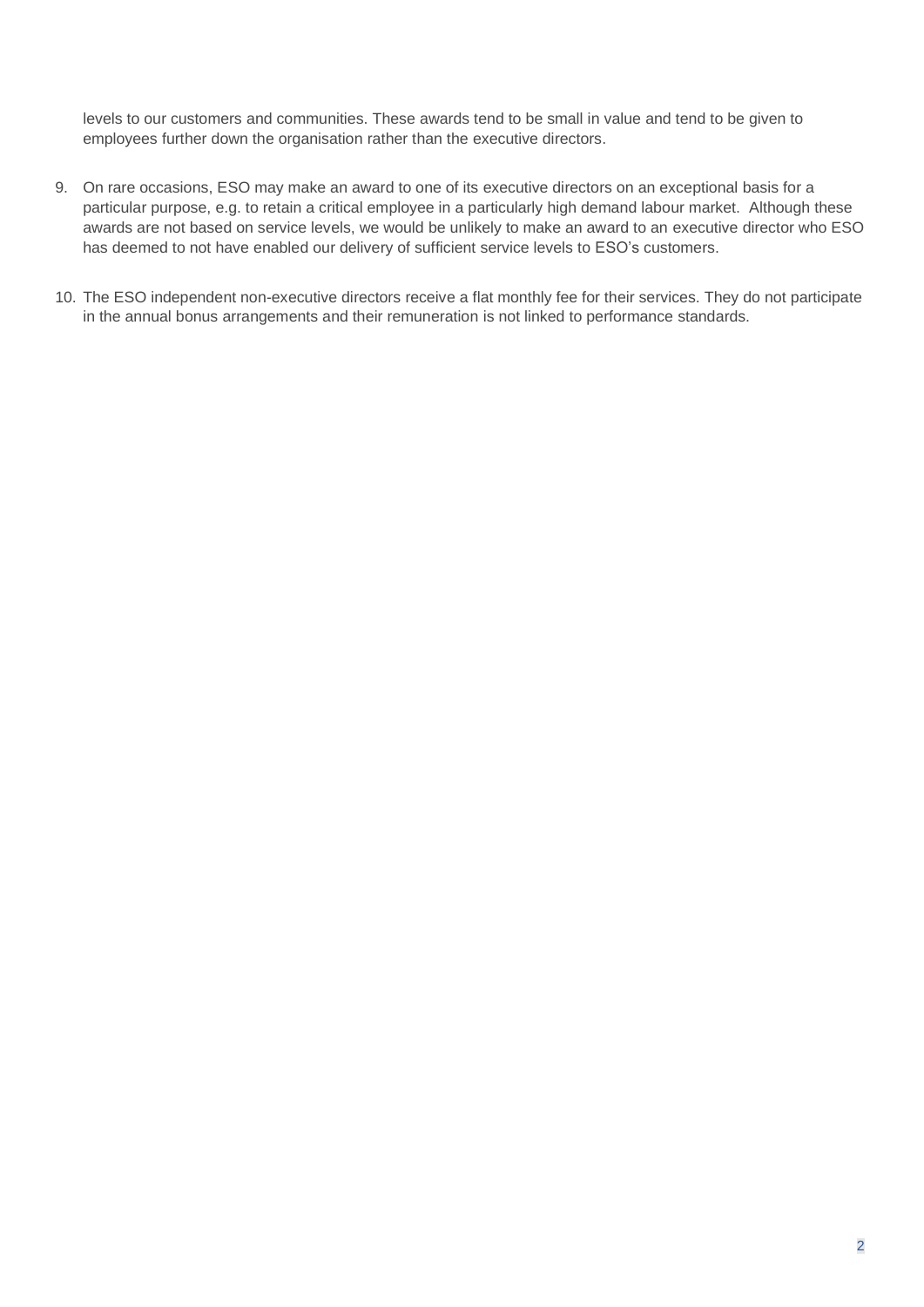levels to our customers and communities. These awards tend to be small in value and tend to be given to employees further down the organisation rather than the executive directors.

9. On rare occasions, ESO may make an award to one of its executive directors on an exceptional basis for a particular purpose, e.g. to retain a critical employee in a particularly high demand labour market. Although these awards are not based on service levels, we would be unlikely to make an award to an executive director who ESO has deemed to not have enabled our delivery of sufficient service levels to ESO's customers.

10. The ESO independent non-executive directors receive a flat monthly fee for their services. They do not participate in the annual bonus arrangements and their remuneration is not linked to performance standards.